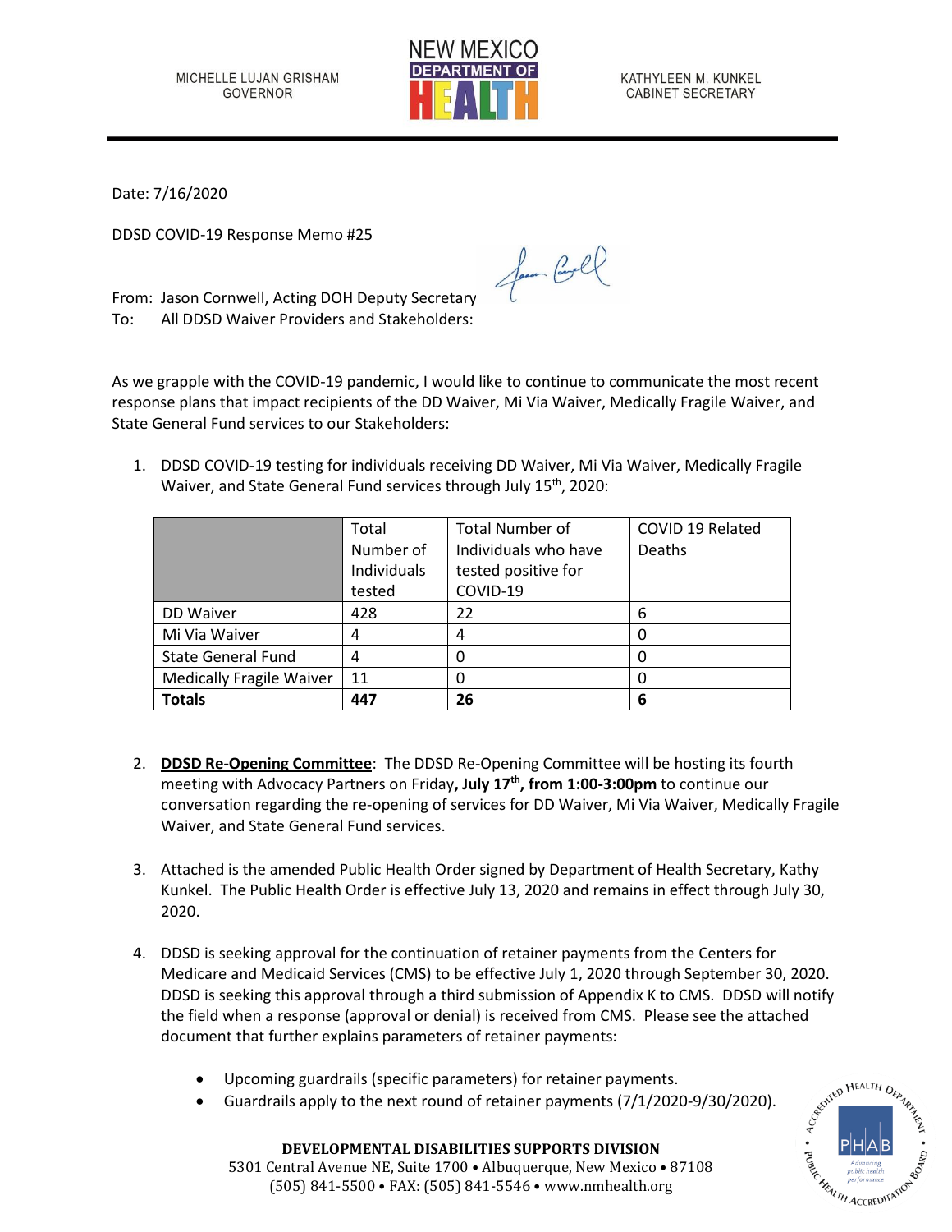MICHELLE LUJAN GRISHAM
GOVERNOR

NEW MEXICO DEPARTMENT OF HEALTH

KATHYLEEN M. KUNKEL
CABINET SECRETARY

Date: 7/16/2020

DDSD COVID-19 Response Memo #25

From: Jason Cornwell, Acting DOH Deputy Secretary
To: All DDSD Waiver Providers and Stakeholders:

As we grapple with the COVID-19 pandemic, I would like to continue to communicate the most recent response plans that impact recipients of the DD Waiver, Mi Via Waiver, Medically Fragile Waiver, and State General Fund services to our Stakeholders:

1. DDSD COVID-19 testing for individuals receiving DD Waiver, Mi Via Waiver, Medically Fragile Waiver, and State General Fund services through July 15th, 2020:

| | Total Number of Individuals tested | Total Number of Individuals who have tested positive for COVID-19 | COVID 19 Related Deaths |
|---|---|---|---|
| DD Waiver | 428 | 22 | 6 |
| Mi Via Waiver | 4 | 4 | 0 |
| State General Fund | 4 | 0 | 0 |
| Medically Fragile Waiver | 11 | 0 | 0 |
| **Totals** | **447** | **26** | **6** |

2. **DDSD Re-Opening Committee**: The DDSD Re-Opening Committee will be hosting its fourth meeting with Advocacy Partners on Friday**, July 17th, from 1:00-3:00pm** to continue our conversation regarding the re-opening of services for DD Waiver, Mi Via Waiver, Medically Fragile Waiver, and State General Fund services.

3. Attached is the amended Public Health Order signed by Department of Health Secretary, Kathy Kunkel. The Public Health Order is effective July 13, 2020 and remains in effect through July 30, 2020.

4. DDSD is seeking approval for the continuation of retainer payments from the Centers for Medicare and Medicaid Services (CMS) to be effective July 1, 2020 through September 30, 2020. DDSD is seeking this approval through a third submission of Appendix K to CMS. DDSD will notify the field when a response (approval or denial) is received from CMS. Please see the attached document that further explains parameters of retainer payments:

    - Upcoming guardrails (specific parameters) for retainer payments.
    - Guardrails apply to the next round of retainer payments (7/1/2020-9/30/2020).

**DEVELOPMENTAL DISABILITIES SUPPORTS DIVISION**
5301 Central Avenue NE, Suite 1700 • Albuquerque, New Mexico • 87108
(505) 841-5500 • FAX: (505) 841-5546 • www.nmhealth.org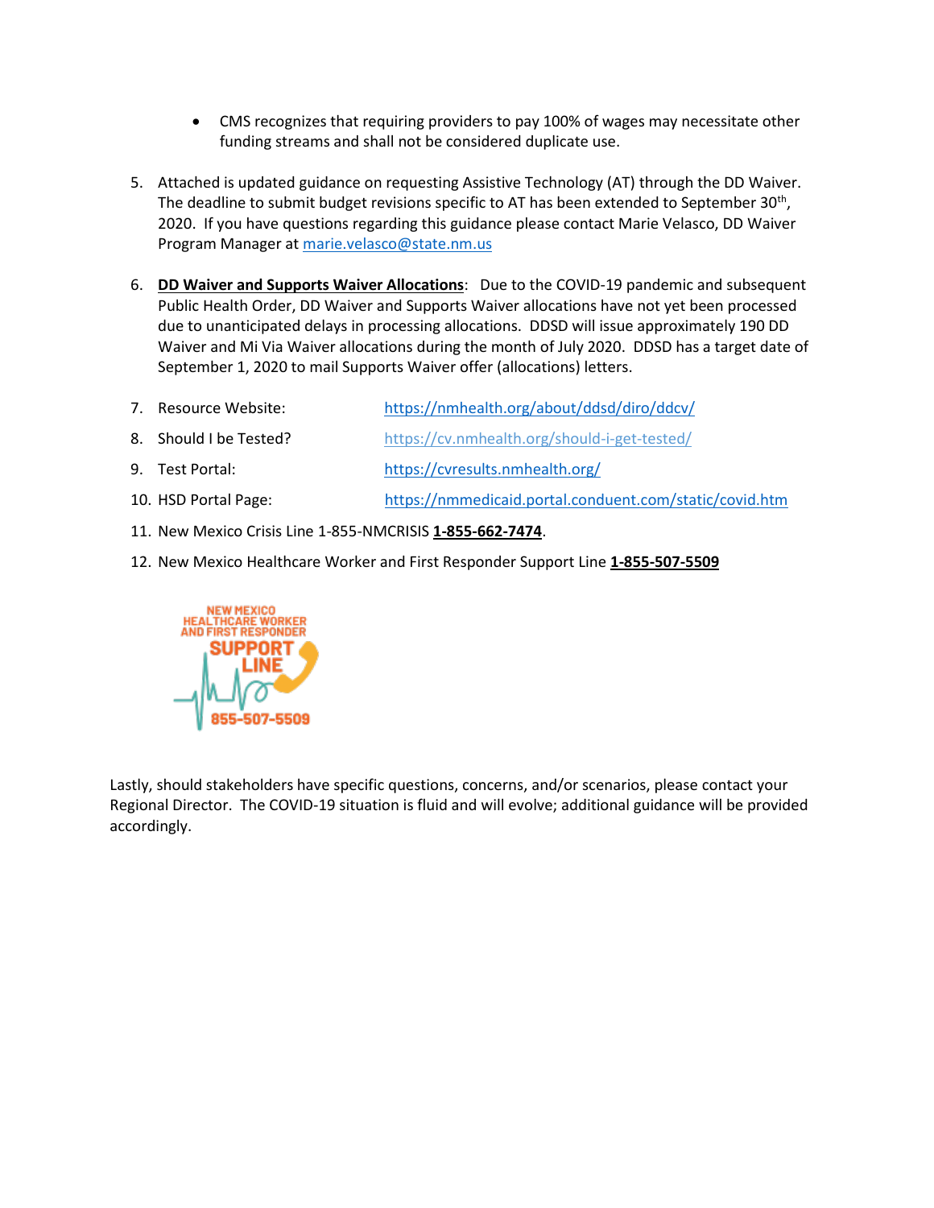- CMS recognizes that requiring providers to pay 100% of wages may necessitate other funding streams and shall not be considered duplicate use.

5. Attached is updated guidance on requesting Assistive Technology (AT) through the DD Waiver. The deadline to submit budget revisions specific to AT has been extended to September 30th, 2020. If you have questions regarding this guidance please contact Marie Velasco, DD Waiver Program Manager at marie.velasco@state.nm.us

6. **DD Waiver and Supports Waiver Allocations**: Due to the COVID-19 pandemic and subsequent Public Health Order, DD Waiver and Supports Waiver allocations have not yet been processed due to unanticipated delays in processing allocations. DDSD will issue approximately 190 DD Waiver and Mi Via Waiver allocations during the month of July 2020. DDSD has a target date of September 1, 2020 to mail Supports Waiver offer (allocations) letters.

7. Resource Website: https://nmhealth.org/about/ddsd/diro/ddcv/
8. Should I be Tested? https://cv.nmhealth.org/should-i-get-tested/
9. Test Portal: https://cvresults.nmhealth.org/
10. HSD Portal Page: https://nmmedicaid.portal.conduent.com/static/covid.htm
11. New Mexico Crisis Line 1-855-NMCRISIS **1-855-662-7474**.
12. New Mexico Healthcare Worker and First Responder Support Line **1-855-507-5509**

NEW MEXICO HEALTHCARE WORKER AND FIRST RESPONDER SUPPORT LINE 855-507-5509

Lastly, should stakeholders have specific questions, concerns, and/or scenarios, please contact your Regional Director. The COVID-19 situation is fluid and will evolve; additional guidance will be provided accordingly.